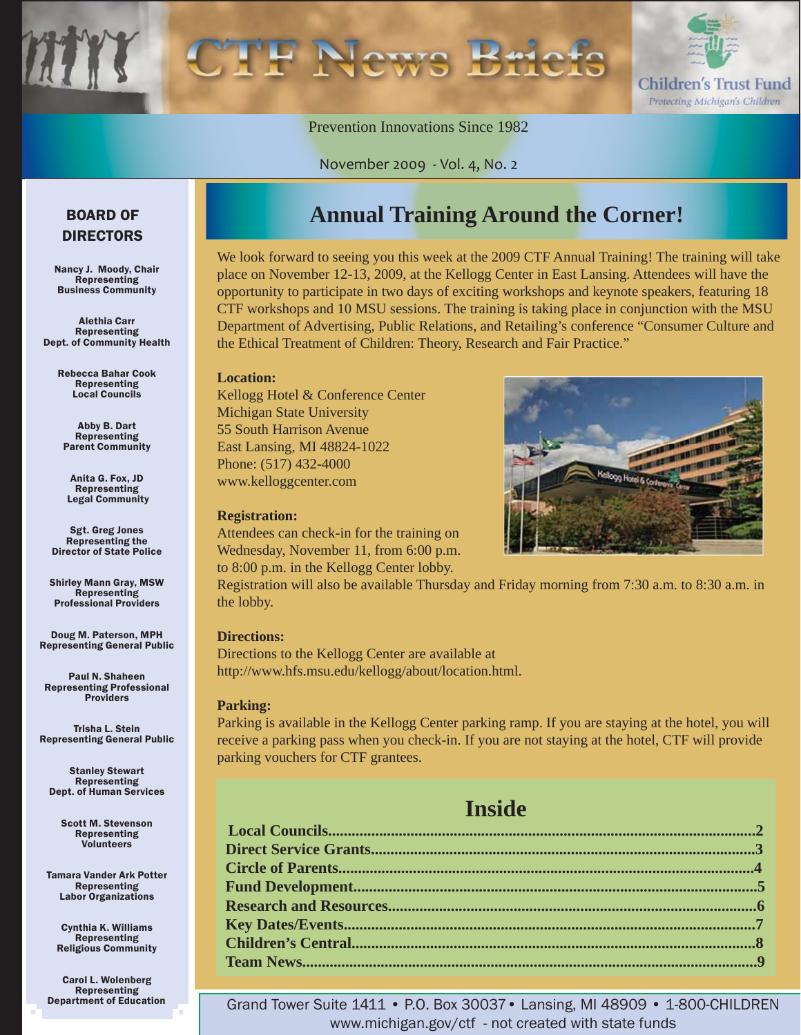# CTF News Briefs

Children's Trust Fund
*Protecting Michigan's Children*

Prevention Innovations Since 1982

November 2009 - Vol. 4, No. 2

## Annual Training Around the Corner!

We look forward to seeing you this week at the 2009 CTF Annual Training! The training will take place on November 12-13, 2009, at the Kellogg Center in East Lansing. Attendees will have the opportunity to participate in two days of exciting workshops and keynote speakers, featuring 18 CTF workshops and 10 MSU sessions. The training is taking place in conjunction with the MSU Department of Advertising, Public Relations, and Retailing's conference "Consumer Culture and the Ethical Treatment of Children: Theory, Research and Fair Practice."

**Location:**
Kellogg Hotel & Conference Center
Michigan State University
55 South Harrison Avenue
East Lansing, MI 48824-1022
Phone: (517) 432-4000
www.kelloggcenter.com

**Registration:**
Attendees can check-in for the training on Wednesday, November 11, from 6:00 p.m. to 8:00 p.m. in the Kellogg Center lobby. Registration will also be available Thursday and Friday morning from 7:30 a.m. to 8:30 a.m. in the lobby.

**Directions:**
Directions to the Kellogg Center are available at http://www.hfs.msu.edu/kellogg/about/location.html.

**Parking:**
Parking is available in the Kellogg Center parking ramp. If you are staying at the hotel, you will receive a parking pass when you check-in. If you are not staying at the hotel, CTF will provide parking vouchers for CTF grantees.

## Inside

- **Local Councils**......2
- **Direct Service Grants**......3
- **Circle of Parents**......4
- **Fund Development**......5
- **Research and Resources**......6
- **Key Dates/Events**......7
- **Children's Central**......8
- **Team News**......9

## BOARD OF DIRECTORS

**Nancy J. Moody, Chair**
Representing
Business Community

**Alethia Carr**
Representing
Dept. of Community Health

**Rebecca Bahar Cook**
Representing
Local Councils

**Abby B. Dart**
Representing
Parent Community

**Anita G. Fox, JD**
Representing
Legal Community

**Sgt. Greg Jones**
Representing the
Director of State Police

**Shirley Mann Gray, MSW**
Representing
Professional Providers

**Doug M. Paterson, MPH**
Representing General Public

**Paul N. Shaheen**
Representing Professional
Providers

**Trisha L. Stein**
Representing General Public

**Stanley Stewart**
Representing
Dept. of Human Services

**Scott M. Stevenson**
Representing
Volunteers

**Tamara Vander Ark Potter**
Representing
Labor Organizations

**Cynthia K. Williams**
Representing
Religious Community

**Carol L. Wolenberg**
Representing
Department of Education

Grand Tower Suite 1411 • P.O. Box 30037 • Lansing, MI 48909 • 1-800-CHILDREN
www.michigan.gov/ctf - not created with state funds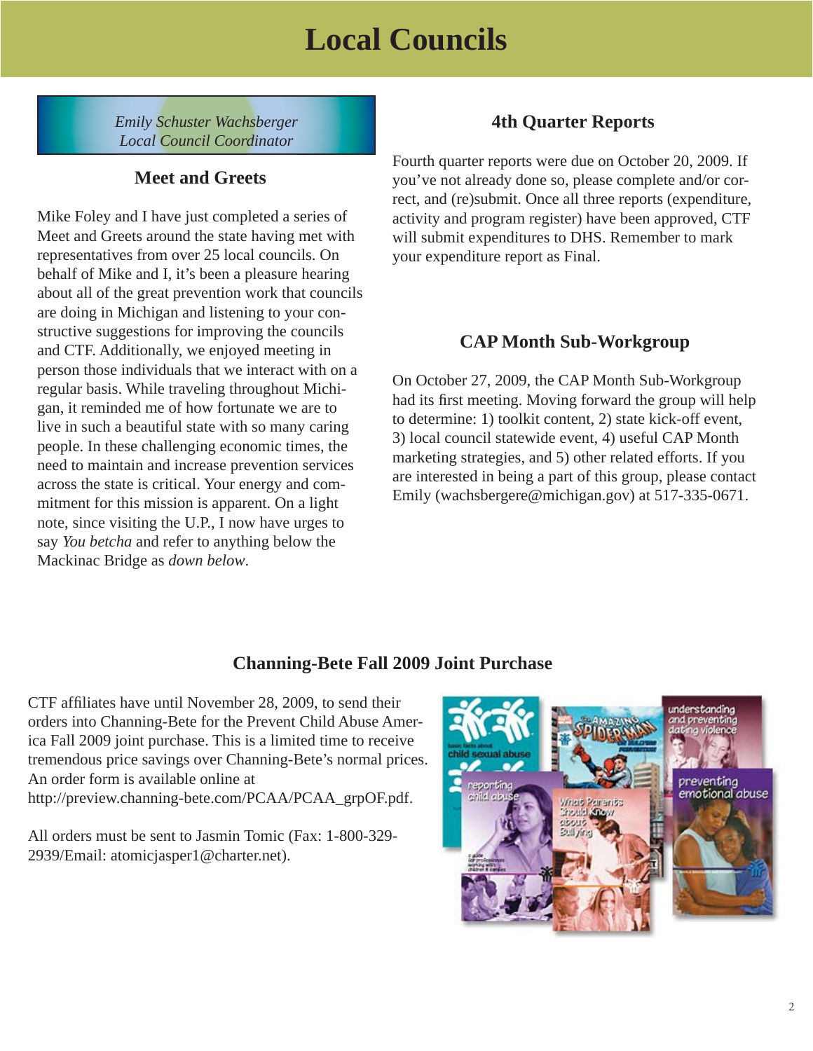# Local Councils

*Emily Schuster Wachsberger*
*Local Council Coordinator*

## Meet and Greets

Mike Foley and I have just completed a series of Meet and Greets around the state having met with representatives from over 25 local councils. On behalf of Mike and I, it's been a pleasure hearing about all of the great prevention work that councils are doing in Michigan and listening to your constructive suggestions for improving the councils and CTF. Additionally, we enjoyed meeting in person those individuals that we interact with on a regular basis. While traveling throughout Michigan, it reminded me of how fortunate we are to live in such a beautiful state with so many caring people. In these challenging economic times, the need to maintain and increase prevention services across the state is critical. Your energy and commitment for this mission is apparent. On a light note, since visiting the U.P., I now have urges to say *You betcha* and refer to anything below the Mackinac Bridge as *down below*.

## 4th Quarter Reports

Fourth quarter reports were due on October 20, 2009. If you've not already done so, please complete and/or correct, and (re)submit. Once all three reports (expenditure, activity and program register) have been approved, CTF will submit expenditures to DHS. Remember to mark your expenditure report as Final.

## CAP Month Sub-Workgroup

On October 27, 2009, the CAP Month Sub-Workgroup had its first meeting. Moving forward the group will help to determine: 1) toolkit content, 2) state kick-off event, 3) local council statewide event, 4) useful CAP Month marketing strategies, and 5) other related efforts. If you are interested in being a part of this group, please contact Emily (wachsbergere@michigan.gov) at 517-335-0671.

## Channing-Bete Fall 2009 Joint Purchase

CTF affiliates have until November 28, 2009, to send their orders into Channing-Bete for the Prevent Child Abuse America Fall 2009 joint purchase. This is a limited time to receive tremendous price savings over Channing-Bete's normal prices. An order form is available online at http://preview.channing-bete.com/PCAA/PCAA_grpOF.pdf.

All orders must be sent to Jasmin Tomic (Fax: 1-800-329-2939/Email: atomicjasper1@charter.net).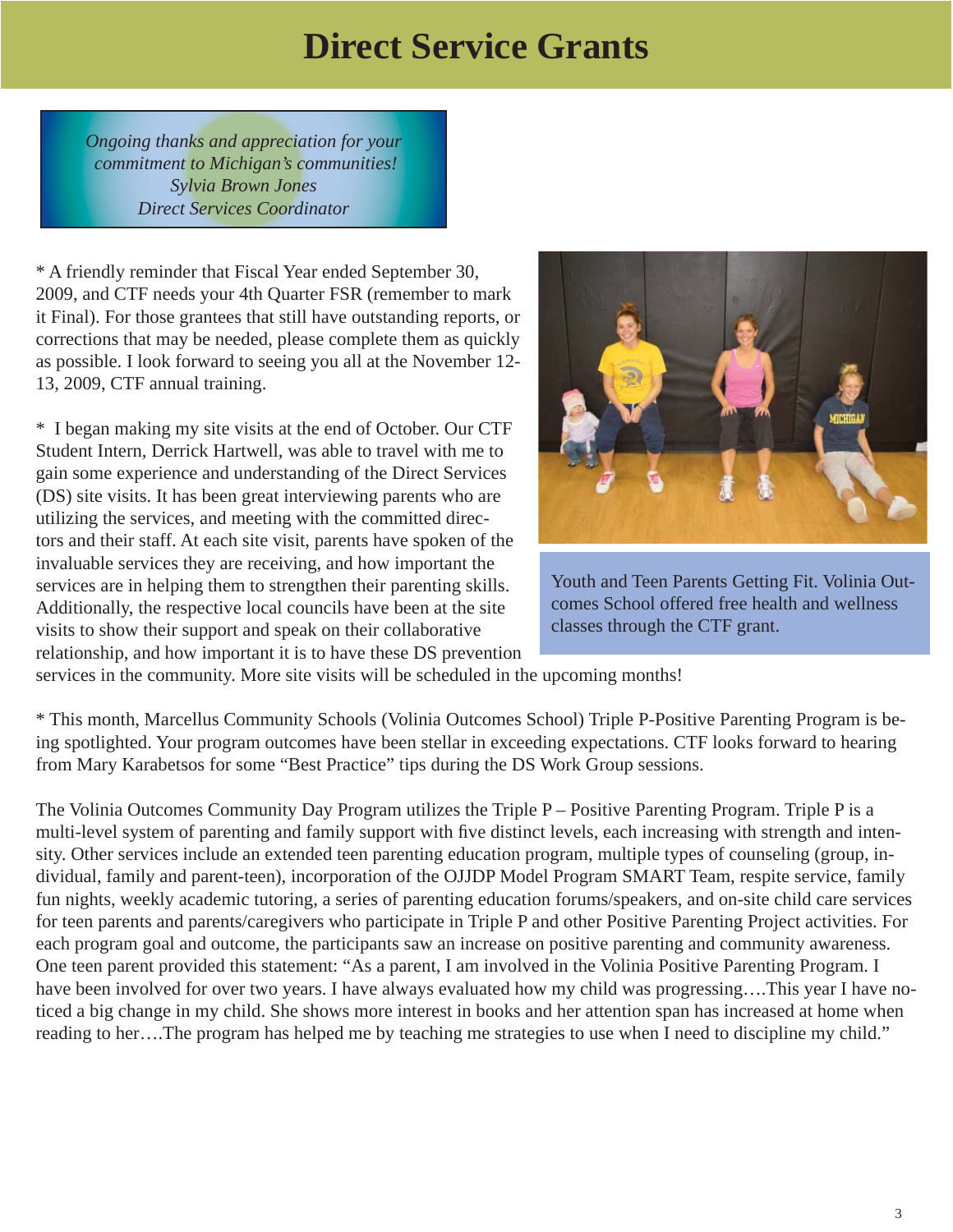# Direct Service Grants

*Ongoing thanks and appreciation for your commitment to Michigan's communities!*
*Sylvia Brown Jones*
*Direct Services Coordinator*

* A friendly reminder that Fiscal Year ended September 30, 2009, and CTF needs your 4th Quarter FSR (remember to mark it Final). For those grantees that still have outstanding reports, or corrections that may be needed, please complete them as quickly as possible. I look forward to seeing you all at the November 12-13, 2009, CTF annual training.

* I began making my site visits at the end of October. Our CTF Student Intern, Derrick Hartwell, was able to travel with me to gain some experience and understanding of the Direct Services (DS) site visits. It has been great interviewing parents who are utilizing the services, and meeting with the committed directors and their staff. At each site visit, parents have spoken of the invaluable services they are receiving, and how important the services are in helping them to strengthen their parenting skills. Additionally, the respective local councils have been at the site visits to show their support and speak on their collaborative relationship, and how important it is to have these DS prevention services in the community. More site visits will be scheduled in the upcoming months!

Youth and Teen Parents Getting Fit. Volinia Outcomes School offered free health and wellness classes through the CTF grant.

* This month, Marcellus Community Schools (Volinia Outcomes School) Triple P-Positive Parenting Program is being spotlighted. Your program outcomes have been stellar in exceeding expectations. CTF looks forward to hearing from Mary Karabetsos for some "Best Practice" tips during the DS Work Group sessions.

The Volinia Outcomes Community Day Program utilizes the Triple P – Positive Parenting Program. Triple P is a multi-level system of parenting and family support with five distinct levels, each increasing with strength and intensity. Other services include an extended teen parenting education program, multiple types of counseling (group, individual, family and parent-teen), incorporation of the OJJDP Model Program SMART Team, respite service, family fun nights, weekly academic tutoring, a series of parenting education forums/speakers, and on-site child care services for teen parents and parents/caregivers who participate in Triple P and other Positive Parenting Project activities. For each program goal and outcome, the participants saw an increase on positive parenting and community awareness. One teen parent provided this statement: "As a parent, I am involved in the Volinia Positive Parenting Program. I have been involved for over two years. I have always evaluated how my child was progressing….This year I have noticed a big change in my child. She shows more interest in books and her attention span has increased at home when reading to her….The program has helped me by teaching me strategies to use when I need to discipline my child."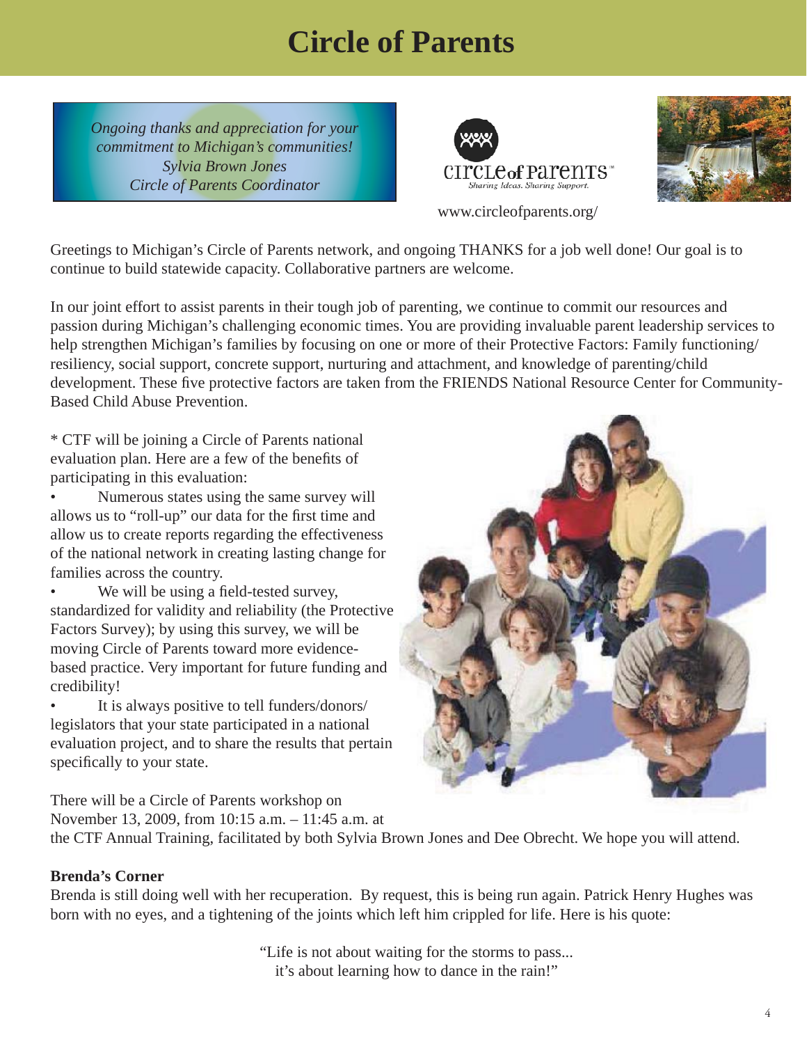# Circle of Parents

*Ongoing thanks and appreciation for your commitment to Michigan's communities!*
*Sylvia Brown Jones*
*Circle of Parents Coordinator*

www.circleofparents.org/

Greetings to Michigan's Circle of Parents network, and ongoing THANKS for a job well done! Our goal is to continue to build statewide capacity. Collaborative partners are welcome.

In our joint effort to assist parents in their tough job of parenting, we continue to commit our resources and passion during Michigan's challenging economic times. You are providing invaluable parent leadership services to help strengthen Michigan's families by focusing on one or more of their Protective Factors: Family functioning/resiliency, social support, concrete support, nurturing and attachment, and knowledge of parenting/child development. These five protective factors are taken from the FRIENDS National Resource Center for Community-Based Child Abuse Prevention.

* CTF will be joining a Circle of Parents national evaluation plan. Here are a few of the benefits of participating in this evaluation:

- Numerous states using the same survey will allows us to "roll-up" our data for the first time and allow us to create reports regarding the effectiveness of the national network in creating lasting change for families across the country.
- We will be using a field-tested survey, standardized for validity and reliability (the Protective Factors Survey); by using this survey, we will be moving Circle of Parents toward more evidence-based practice. Very important for future funding and credibility!
- It is always positive to tell funders/donors/legislators that your state participated in a national evaluation project, and to share the results that pertain specifically to your state.

There will be a Circle of Parents workshop on November 13, 2009, from 10:15 a.m. – 11:45 a.m. at the CTF Annual Training, facilitated by both Sylvia Brown Jones and Dee Obrecht. We hope you will attend.

**Brenda's Corner**

Brenda is still doing well with her recuperation. By request, this is being run again. Patrick Henry Hughes was born with no eyes, and a tightening of the joints which left him crippled for life. Here is his quote:

"Life is not about waiting for the storms to pass...
it's about learning how to dance in the rain!"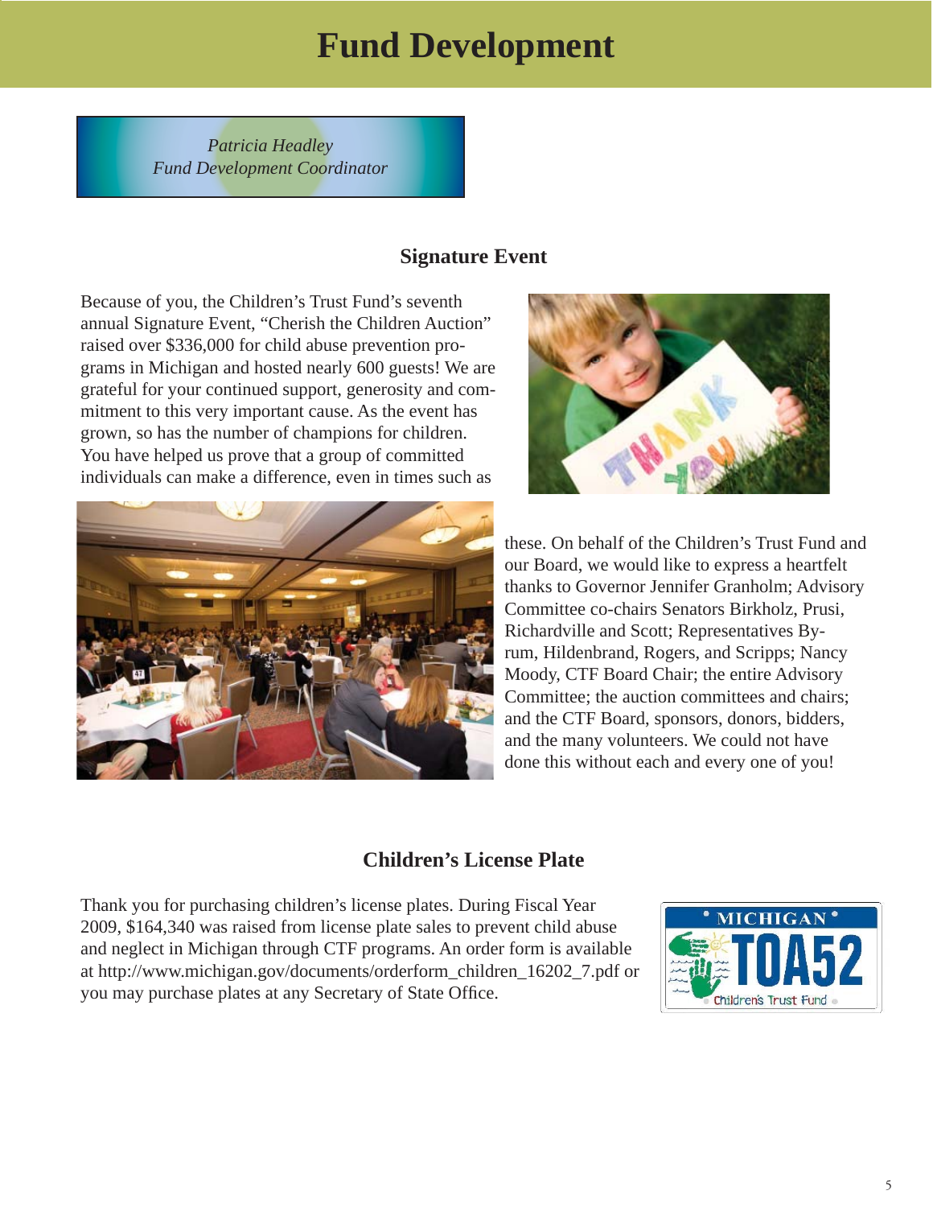# Fund Development

*Patricia Headley*
*Fund Development Coordinator*

## Signature Event

Because of you, the Children's Trust Fund's seventh annual Signature Event, "Cherish the Children Auction" raised over $336,000 for child abuse prevention programs in Michigan and hosted nearly 600 guests! We are grateful for your continued support, generosity and commitment to this very important cause. As the event has grown, so has the number of champions for children. You have helped us prove that a group of committed individuals can make a difference, even in times such as these. On behalf of the Children's Trust Fund and our Board, we would like to express a heartfelt thanks to Governor Jennifer Granholm; Advisory Committee co-chairs Senators Birkholz, Prusi, Richardville and Scott; Representatives Byrum, Hildenbrand, Rogers, and Scripps; Nancy Moody, CTF Board Chair; the entire Advisory Committee; the auction committees and chairs; and the CTF Board, sponsors, donors, bidders, and the many volunteers. We could not have done this without each and every one of you!

## Children's License Plate

Thank you for purchasing children's license plates. During Fiscal Year 2009, $164,340 was raised from license plate sales to prevent child abuse and neglect in Michigan through CTF programs. An order form is available at http://www.michigan.gov/documents/orderform_children_16202_7.pdf or you may purchase plates at any Secretary of State Office.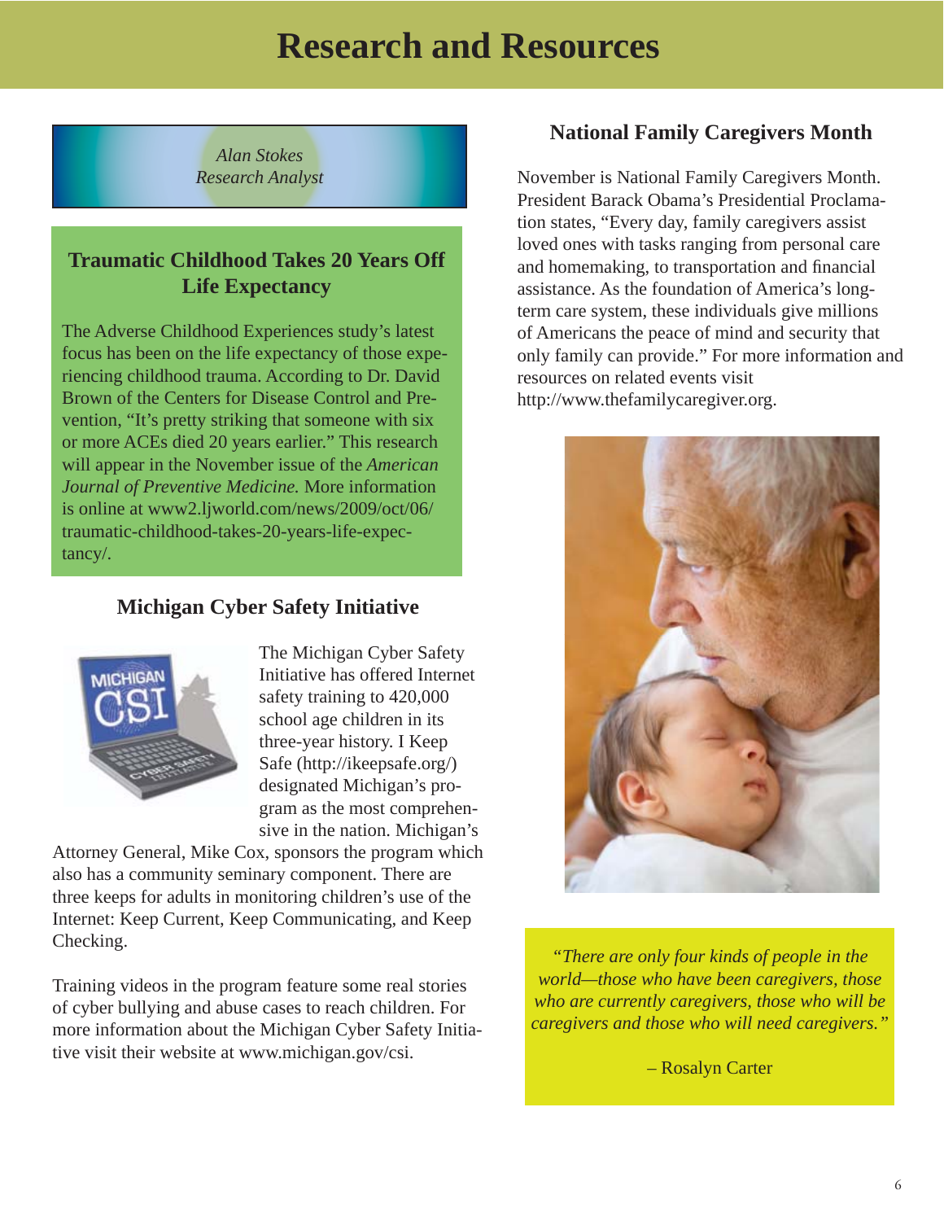# Research and Resources

*Alan Stokes*
*Research Analyst*

## Traumatic Childhood Takes 20 Years Off Life Expectancy

The Adverse Childhood Experiences study's latest focus has been on the life expectancy of those experiencing childhood trauma. According to Dr. David Brown of the Centers for Disease Control and Prevention, "It's pretty striking that someone with six or more ACEs died 20 years earlier." This research will appear in the November issue of the *American Journal of Preventive Medicine.* More information is online at www2.ljworld.com/news/2009/oct/06/traumatic-childhood-takes-20-years-life-expectancy/.

## Michigan Cyber Safety Initiative

The Michigan Cyber Safety Initiative has offered Internet safety training to 420,000 school age children in its three-year history. I Keep Safe (http://ikeepsafe.org/) designated Michigan's program as the most comprehensive in the nation. Michigan's Attorney General, Mike Cox, sponsors the program which also has a community seminary component. There are three keeps for adults in monitoring children's use of the Internet: Keep Current, Keep Communicating, and Keep Checking.

Training videos in the program feature some real stories of cyber bullying and abuse cases to reach children. For more information about the Michigan Cyber Safety Initiative visit their website at www.michigan.gov/csi.

## National Family Caregivers Month

November is National Family Caregivers Month. President Barack Obama's Presidential Proclamation states, "Every day, family caregivers assist loved ones with tasks ranging from personal care and homemaking, to transportation and financial assistance. As the foundation of America's long-term care system, these individuals give millions of Americans the peace of mind and security that only family can provide." For more information and resources on related events visit http://www.thefamilycaregiver.org.

*"There are only four kinds of people in the world—those who have been caregivers, those who are currently caregivers, those who will be caregivers and those who will need caregivers."*

– Rosalyn Carter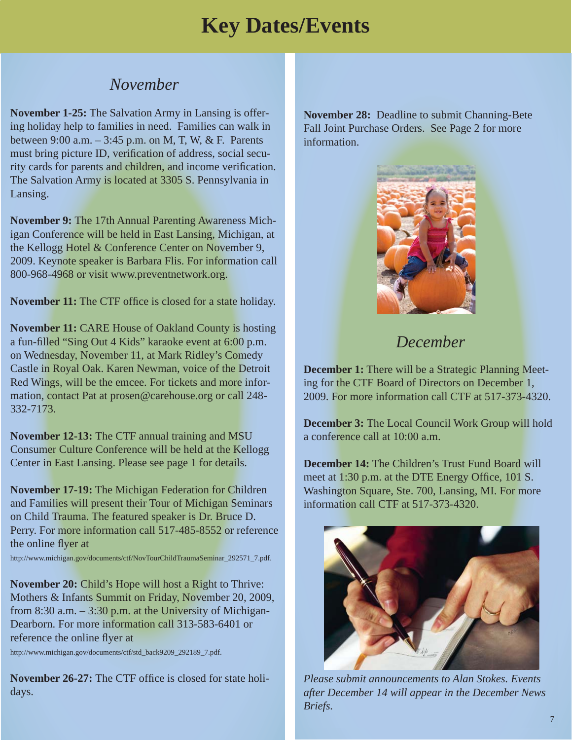# Key Dates/Events

## *November*

**November 1-25:** The Salvation Army in Lansing is offering holiday help to families in need. Families can walk in between 9:00 a.m. – 3:45 p.m. on M, T, W, & F. Parents must bring picture ID, verification of address, social security cards for parents and children, and income verification. The Salvation Army is located at 3305 S. Pennsylvania in Lansing.

**November 9:** The 17th Annual Parenting Awareness Michigan Conference will be held in East Lansing, Michigan, at the Kellogg Hotel & Conference Center on November 9, 2009. Keynote speaker is Barbara Flis. For information call 800-968-4968 or visit www.preventnetwork.org.

**November 11:** The CTF office is closed for a state holiday.

**November 11:** CARE House of Oakland County is hosting a fun-filled "Sing Out 4 Kids" karaoke event at 6:00 p.m. on Wednesday, November 11, at Mark Ridley's Comedy Castle in Royal Oak. Karen Newman, voice of the Detroit Red Wings, will be the emcee. For tickets and more information, contact Pat at prosen@carehouse.org or call 248-332-7173.

**November 12-13:** The CTF annual training and MSU Consumer Culture Conference will be held at the Kellogg Center in East Lansing. Please see page 1 for details.

**November 17-19:** The Michigan Federation for Children and Families will present their Tour of Michigan Seminars on Child Trauma. The featured speaker is Dr. Bruce D. Perry. For more information call 517-485-8552 or reference the online flyer at http://www.michigan.gov/documents/ctf/NovTourChildTraumaSeminar_292571_7.pdf.

**November 20:** Child's Hope will host a Right to Thrive: Mothers & Infants Summit on Friday, November 20, 2009, from 8:30 a.m. – 3:30 p.m. at the University of Michigan-Dearborn. For more information call 313-583-6401 or reference the online flyer at http://www.michigan.gov/documents/ctf/std_back9209_292189_7.pdf.

**November 26-27:** The CTF office is closed for state holidays.

**November 28:** Deadline to submit Channing-Bete Fall Joint Purchase Orders. See Page 2 for more information.

## *December*

**December 1:** There will be a Strategic Planning Meeting for the CTF Board of Directors on December 1, 2009. For more information call CTF at 517-373-4320.

**December 3:** The Local Council Work Group will hold a conference call at 10:00 a.m.

**December 14:** The Children's Trust Fund Board will meet at 1:30 p.m. at the DTE Energy Office, 101 S. Washington Square, Ste. 700, Lansing, MI. For more information call CTF at 517-373-4320.

*Please submit announcements to Alan Stokes. Events after December 14 will appear in the December News Briefs.*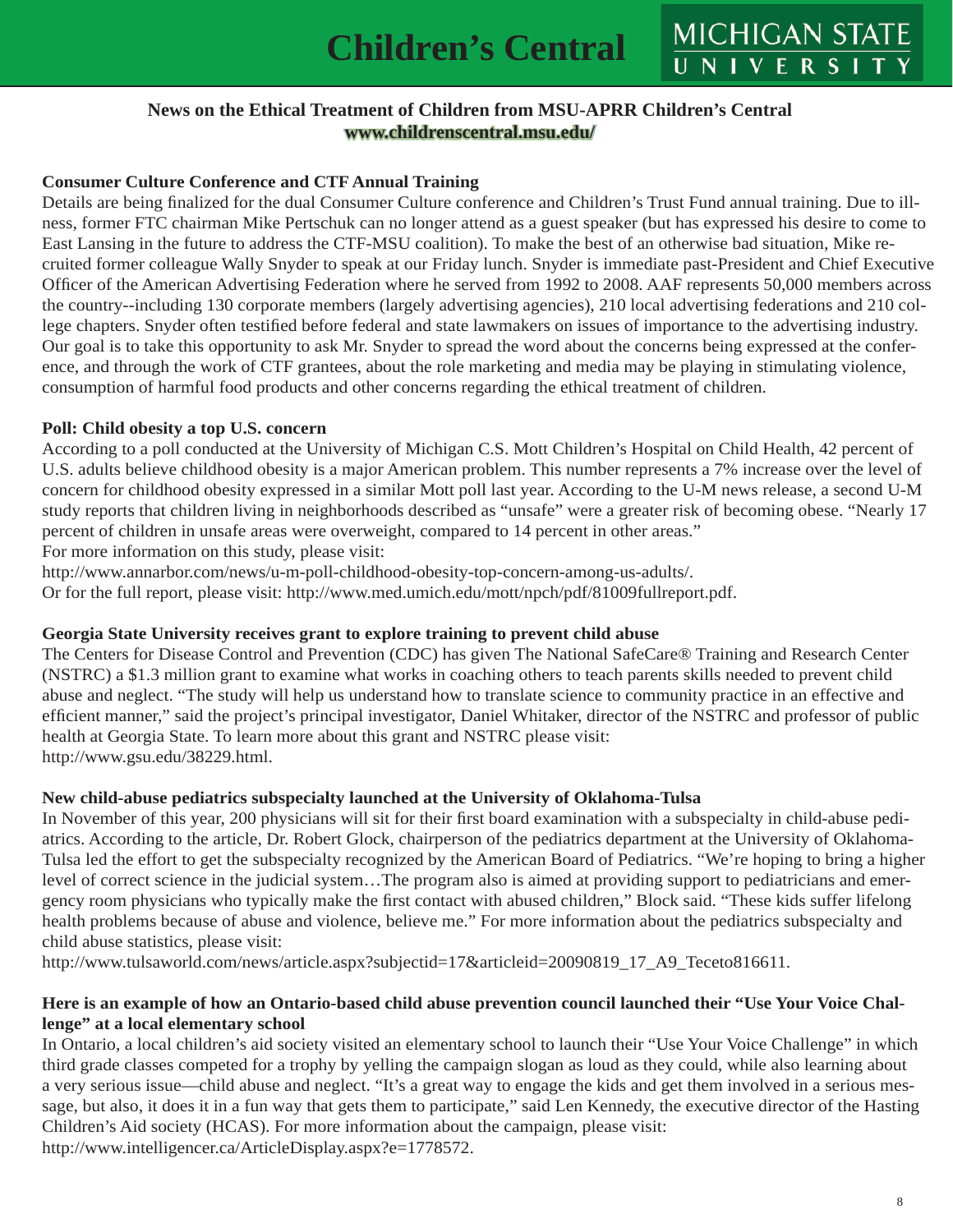# Children's Central

## News on the Ethical Treatment of Children from MSU-APRR Children's Central

**www.childrenscentral.msu.edu/**

### Consumer Culture Conference and CTF Annual Training

Details are being finalized for the dual Consumer Culture conference and Children's Trust Fund annual training. Due to illness, former FTC chairman Mike Pertschuk can no longer attend as a guest speaker (but has expressed his desire to come to East Lansing in the future to address the CTF-MSU coalition). To make the best of an otherwise bad situation, Mike recruited former colleague Wally Snyder to speak at our Friday lunch. Snyder is immediate past-President and Chief Executive Officer of the American Advertising Federation where he served from 1992 to 2008. AAF represents 50,000 members across the country--including 130 corporate members (largely advertising agencies), 210 local advertising federations and 210 college chapters. Snyder often testified before federal and state lawmakers on issues of importance to the advertising industry. Our goal is to take this opportunity to ask Mr. Snyder to spread the word about the concerns being expressed at the conference, and through the work of CTF grantees, about the role marketing and media may be playing in stimulating violence, consumption of harmful food products and other concerns regarding the ethical treatment of children.

### Poll: Child obesity a top U.S. concern

According to a poll conducted at the University of Michigan C.S. Mott Children's Hospital on Child Health, 42 percent of U.S. adults believe childhood obesity is a major American problem. This number represents a 7% increase over the level of concern for childhood obesity expressed in a similar Mott poll last year. According to the U-M news release, a second U-M study reports that children living in neighborhoods described as "unsafe" were a greater risk of becoming obese. "Nearly 17 percent of children in unsafe areas were overweight, compared to 14 percent in other areas."
For more information on this study, please visit:
http://www.annarbor.com/news/u-m-poll-childhood-obesity-top-concern-among-us-adults/.
Or for the full report, please visit: http://www.med.umich.edu/mott/npch/pdf/81009fullreport.pdf.

### Georgia State University receives grant to explore training to prevent child abuse

The Centers for Disease Control and Prevention (CDC) has given The National SafeCare® Training and Research Center (NSTRC) a $1.3 million grant to examine what works in coaching others to teach parents skills needed to prevent child abuse and neglect. "The study will help us understand how to translate science to community practice in an effective and efficient manner," said the project's principal investigator, Daniel Whitaker, director of the NSTRC and professor of public health at Georgia State. To learn more about this grant and NSTRC please visit:
http://www.gsu.edu/38229.html.

### New child-abuse pediatrics subspecialty launched at the University of Oklahoma-Tulsa

In November of this year, 200 physicians will sit for their first board examination with a subspecialty in child-abuse pediatrics. According to the article, Dr. Robert Glock, chairperson of the pediatrics department at the University of Oklahoma-Tulsa led the effort to get the subspecialty recognized by the American Board of Pediatrics. "We're hoping to bring a higher level of correct science in the judicial system…The program also is aimed at providing support to pediatricians and emergency room physicians who typically make the first contact with abused children," Block said. "These kids suffer lifelong health problems because of abuse and violence, believe me." For more information about the pediatrics subspecialty and child abuse statistics, please visit:
http://www.tulsaworld.com/news/article.aspx?subjectid=17&articleid=20090819_17_A9_Teceto816611.

### Here is an example of how an Ontario-based child abuse prevention council launched their "Use Your Voice Challenge" at a local elementary school

In Ontario, a local children's aid society visited an elementary school to launch their "Use Your Voice Challenge" in which third grade classes competed for a trophy by yelling the campaign slogan as loud as they could, while also learning about a very serious issue—child abuse and neglect. "It's a great way to engage the kids and get them involved in a serious message, but also, it does it in a fun way that gets them to participate," said Len Kennedy, the executive director of the Hasting Children's Aid society (HCAS). For more information about the campaign, please visit:
http://www.intelligencer.ca/ArticleDisplay.aspx?e=1778572.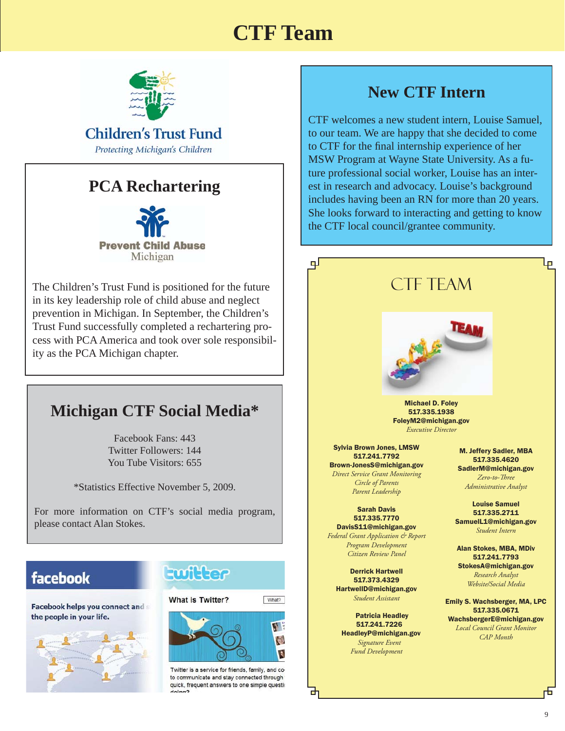# CTF Team

Children's Trust Fund

*Protecting Michigan's Children*

## PCA Rechartering

Prevent Child Abuse Michigan

The Children's Trust Fund is positioned for the future in its key leadership role of child abuse and neglect prevention in Michigan. In September, the Children's Trust Fund successfully completed a rechartering process with PCA America and took over sole responsibility as the PCA Michigan chapter.

## Michigan CTF Social Media*

Facebook Fans: 443
Twitter Followers: 144
You Tube Visitors: 655

*Statistics Effective November 5, 2009.

For more information on CTF's social media program, please contact Alan Stokes.

facebook

Facebook helps you connect and s the people in your life.

twitter

What is Twitter?

Twitter is a service for friends, family, and co to communicate and stay connected through quick, frequent answers to one simple questi doing?

## New CTF Intern

CTF welcomes a new student intern, Louise Samuel, to our team. We are happy that she decided to come to CTF for the final internship experience of her MSW Program at Wayne State University. As a future professional social worker, Louise has an interest in research and advocacy. Louise's background includes having been an RN for more than 20 years. She looks forward to interacting and getting to know the CTF local council/grantee community.

## CTF TEAM

**Michael D. Foley**
**517.335.1938**
**FoleyM2@michigan.gov**
*Executive Director*

**Sylvia Brown Jones, LMSW**
**517.241.7792**
**Brown-JonesS@michigan.gov**
*Direct Service Grant Monitoring*
*Circle of Parents*
*Parent Leadership*

**Sarah Davis**
**517.335.7770**
**DavisS11@michigan.gov**
*Federal Grant Application & Report*
*Program Development*
*Citizen Review Panel*

**Derrick Hartwell**
**517.373.4329**
**HartwellD@michigan.gov**
*Student Assistant*

**Patricia Headley**
**517.241.7226**
**HeadleyP@michigan.gov**
*Signature Event*
*Fund Development*

**M. Jeffery Sadler, MBA**
**517.335.4620**
**SadlerM@michigan.gov**
*Zero-to-Three*
*Administrative Analyst*

**Louise Samuel**
**517.335.2711**
**SamuelL1@michigan.gov**
*Student Intern*

**Alan Stokes, MBA, MDiv**
**517.241.7793**
**StokesA@michigan.gov**
*Research Analyst*
*Website/Social Media*

**Emily S. Wachsberger, MA, LPC**
**517.335.0671**
**WachsbergerE@michigan.gov**
*Local Council Grant Monitor*
*CAP Month*